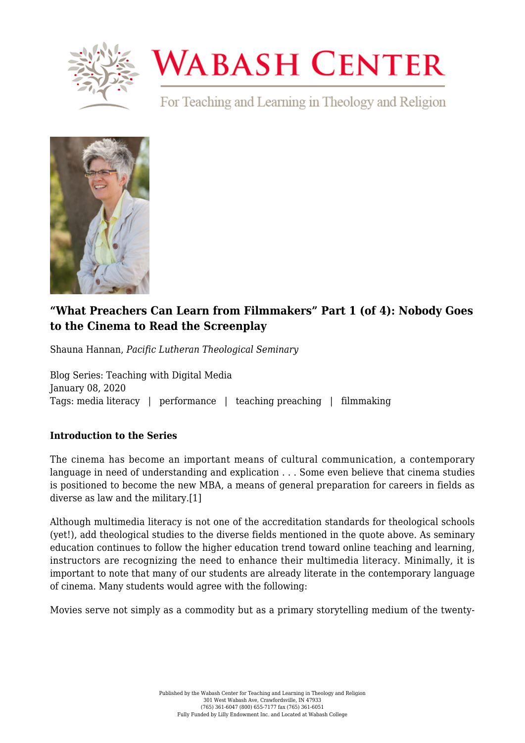# "What Preachers Can Learn from Filmmakers" Part 1 (of 4): Nobody Goes to the Cinema to Read the Screenplay

Shauna Hannan, *Pacific Lutheran Theological Seminary*

Blog Series: Teaching with Digital Media
January 08, 2020
Tags: media literacy | performance | teaching preaching | filmmaking

**Introduction to the Series**

The cinema has become an important means of cultural communication, a contemporary language in need of understanding and explication . . . Some even believe that cinema studies is positioned to become the new MBA, a means of general preparation for careers in fields as diverse as law and the military.[1]

Although multimedia literacy is not one of the accreditation standards for theological schools (yet!), add theological studies to the diverse fields mentioned in the quote above. As seminary education continues to follow the higher education trend toward online teaching and learning, instructors are recognizing the need to enhance their multimedia literacy. Minimally, it is important to note that many of our students are already literate in the contemporary language of cinema. Many students would agree with the following:

Movies serve not simply as a commodity but as a primary storytelling medium of the twenty-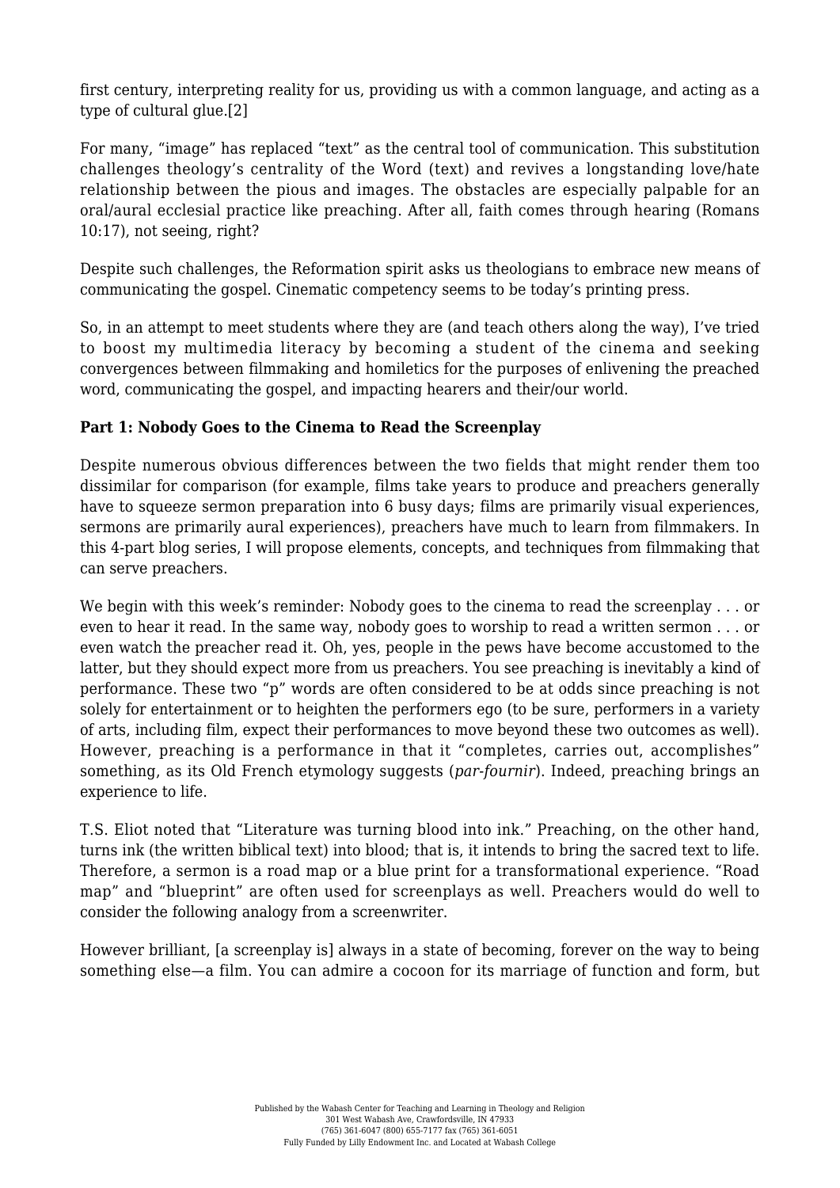first century, interpreting reality for us, providing us with a common language, and acting as a type of cultural glue.[2]

For many, "image" has replaced "text" as the central tool of communication. This substitution challenges theology's centrality of the Word (text) and revives a longstanding love/hate relationship between the pious and images. The obstacles are especially palpable for an oral/aural ecclesial practice like preaching. After all, faith comes through hearing (Romans 10:17), not seeing, right?

Despite such challenges, the Reformation spirit asks us theologians to embrace new means of communicating the gospel. Cinematic competency seems to be today's printing press.

So, in an attempt to meet students where they are (and teach others along the way), I've tried to boost my multimedia literacy by becoming a student of the cinema and seeking convergences between filmmaking and homiletics for the purposes of enlivening the preached word, communicating the gospel, and impacting hearers and their/our world.

**Part 1: Nobody Goes to the Cinema to Read the Screenplay**

Despite numerous obvious differences between the two fields that might render them too dissimilar for comparison (for example, films take years to produce and preachers generally have to squeeze sermon preparation into 6 busy days; films are primarily visual experiences, sermons are primarily aural experiences), preachers have much to learn from filmmakers. In this 4-part blog series, I will propose elements, concepts, and techniques from filmmaking that can serve preachers.

We begin with this week's reminder: Nobody goes to the cinema to read the screenplay . . . or even to hear it read. In the same way, nobody goes to worship to read a written sermon . . . or even watch the preacher read it. Oh, yes, people in the pews have become accustomed to the latter, but they should expect more from us preachers. You see preaching is inevitably a kind of performance. These two "p" words are often considered to be at odds since preaching is not solely for entertainment or to heighten the performers ego (to be sure, performers in a variety of arts, including film, expect their performances to move beyond these two outcomes as well). However, preaching is a performance in that it "completes, carries out, accomplishes" something, as its Old French etymology suggests (*par-fournir*). Indeed, preaching brings an experience to life.

T.S. Eliot noted that "Literature was turning blood into ink." Preaching, on the other hand, turns ink (the written biblical text) into blood; that is, it intends to bring the sacred text to life. Therefore, a sermon is a road map or a blue print for a transformational experience. "Road map" and "blueprint" are often used for screenplays as well. Preachers would do well to consider the following analogy from a screenwriter.

However brilliant, [a screenplay is] always in a state of becoming, forever on the way to being something else—a film. You can admire a cocoon for its marriage of function and form, but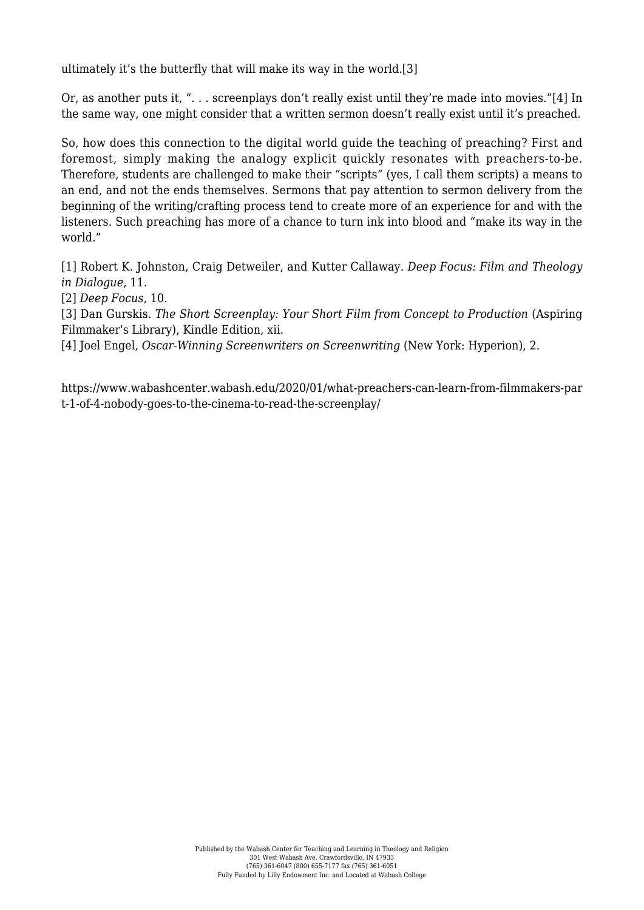ultimately it's the butterfly that will make its way in the world.[3]

Or, as another puts it, ". . . screenplays don't really exist until they're made into movies."[4] In the same way, one might consider that a written sermon doesn't really exist until it's preached.

So, how does this connection to the digital world guide the teaching of preaching? First and foremost, simply making the analogy explicit quickly resonates with preachers-to-be. Therefore, students are challenged to make their "scripts" (yes, I call them scripts) a means to an end, and not the ends themselves. Sermons that pay attention to sermon delivery from the beginning of the writing/crafting process tend to create more of an experience for and with the listeners. Such preaching has more of a chance to turn ink into blood and "make its way in the world."

[1] Robert K. Johnston, Craig Detweiler, and Kutter Callaway. *Deep Focus: Film and Theology in Dialogue*, 11.
[2] *Deep Focus*, 10.
[3] Dan Gurskis. *The Short Screenplay: Your Short Film from Concept to Production* (Aspiring Filmmaker's Library), Kindle Edition, xii.
[4] Joel Engel, *Oscar-Winning Screenwriters on Screenwriting* (New York: Hyperion), 2.

https://www.wabashcenter.wabash.edu/2020/01/what-preachers-can-learn-from-filmmakers-part-1-of-4-nobody-goes-to-the-cinema-to-read-the-screenplay/